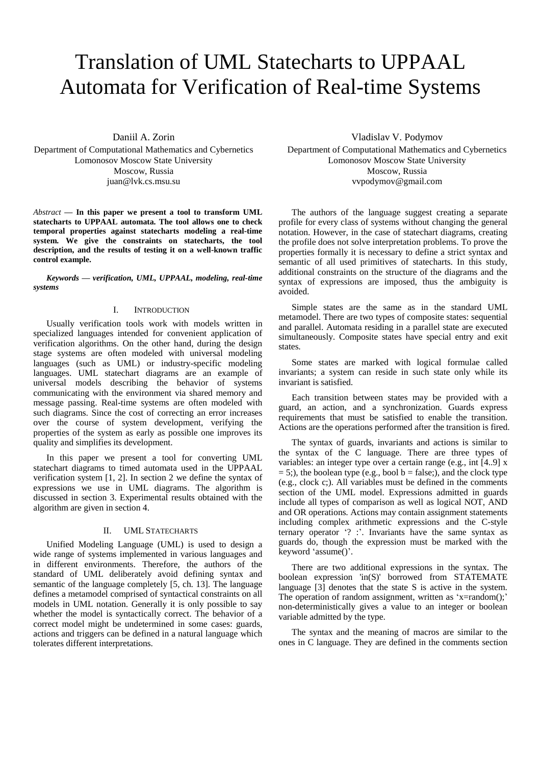# Translation of UML Statecharts to UPPAAL Automata for Verification of Real-time Systems

Daniil A. Zorin
Department of Computational Mathematics and Cybernetics
Lomonosov Moscow State University
Moscow, Russia
juan@lvk.cs.msu.su

Vladislav V. Podymov
Department of Computational Mathematics and Cybernetics
Lomonosov Moscow State University
Moscow, Russia
vvpodymov@gmail.com

*Abstract* — **In this paper we present a tool to transform UML statecharts to UPPAAL automata. The tool allows one to check temporal properties against statecharts modeling a real-time system. We give the constraints on statecharts, the tool description, and the results of testing it on a well-known traffic control example.**

***Keywords — verification, UML, UPPAAL, modeling, real-time systems***

## I. Introduction

Usually verification tools work with models written in specialized languages intended for convenient application of verification algorithms. On the other hand, during the design stage systems are often modeled with universal modeling languages (such as UML) or industry-specific modeling languages. UML statechart diagrams are an example of universal models describing the behavior of systems communicating with the environment via shared memory and message passing. Real-time systems are often modeled with such diagrams. Since the cost of correcting an error increases over the course of system development, verifying the properties of the system as early as possible one improves its quality and simplifies its development.

In this paper we present a tool for converting UML statechart diagrams to timed automata used in the UPPAAL verification system [1, 2]. In section 2 we define the syntax of expressions we use in UML diagrams. The algorithm is discussed in section 3. Experimental results obtained with the algorithm are given in section 4.

## II. UML Statecharts

Unified Modeling Language (UML) is used to design a wide range of systems implemented in various languages and in different environments. Therefore, the authors of the standard of UML deliberately avoid defining syntax and semantic of the language completely [5, ch. 13]. The language defines a metamodel comprised of syntactical constraints on all models in UML notation. Generally it is only possible to say whether the model is syntactically correct. The behavior of a correct model might be undetermined in some cases: guards, actions and triggers can be defined in a natural language which tolerates different interpretations.

The authors of the language suggest creating a separate profile for every class of systems without changing the general notation. However, in the case of statechart diagrams, creating the profile does not solve interpretation problems. To prove the properties formally it is necessary to define a strict syntax and semantic of all used primitives of statecharts. In this study, additional constraints on the structure of the diagrams and the syntax of expressions are imposed, thus the ambiguity is avoided.

Simple states are the same as in the standard UML metamodel. There are two types of composite states: sequential and parallel. Automata residing in a parallel state are executed simultaneously. Composite states have special entry and exit states.

Some states are marked with logical formulae called invariants; a system can reside in such state only while its invariant is satisfied.

Each transition between states may be provided with a guard, an action, and a synchronization. Guards express requirements that must be satisfied to enable the transition. Actions are the operations performed after the transition is fired.

The syntax of guards, invariants and actions is similar to the syntax of the C language. There are three types of variables: an integer type over a certain range (e.g., int [4..9] x = 5;), the boolean type (e.g., bool b = false;), and the clock type (e.g., clock c;). All variables must be defined in the comments section of the UML model. Expressions admitted in guards include all types of comparison as well as logical NOT, AND and OR operations. Actions may contain assignment statements including complex arithmetic expressions and the C-style ternary operator '? :'. Invariants have the same syntax as guards do, though the expression must be marked with the keyword 'assume()'.

There are two additional expressions in the syntax. The boolean expression 'in(S)' borrowed from STATEMATE language [3] denotes that the state S is active in the system. The operation of random assignment, written as 'x=random();' non-deterministically gives a value to an integer or boolean variable admitted by the type.

The syntax and the meaning of macros are similar to the ones in C language. They are defined in the comments section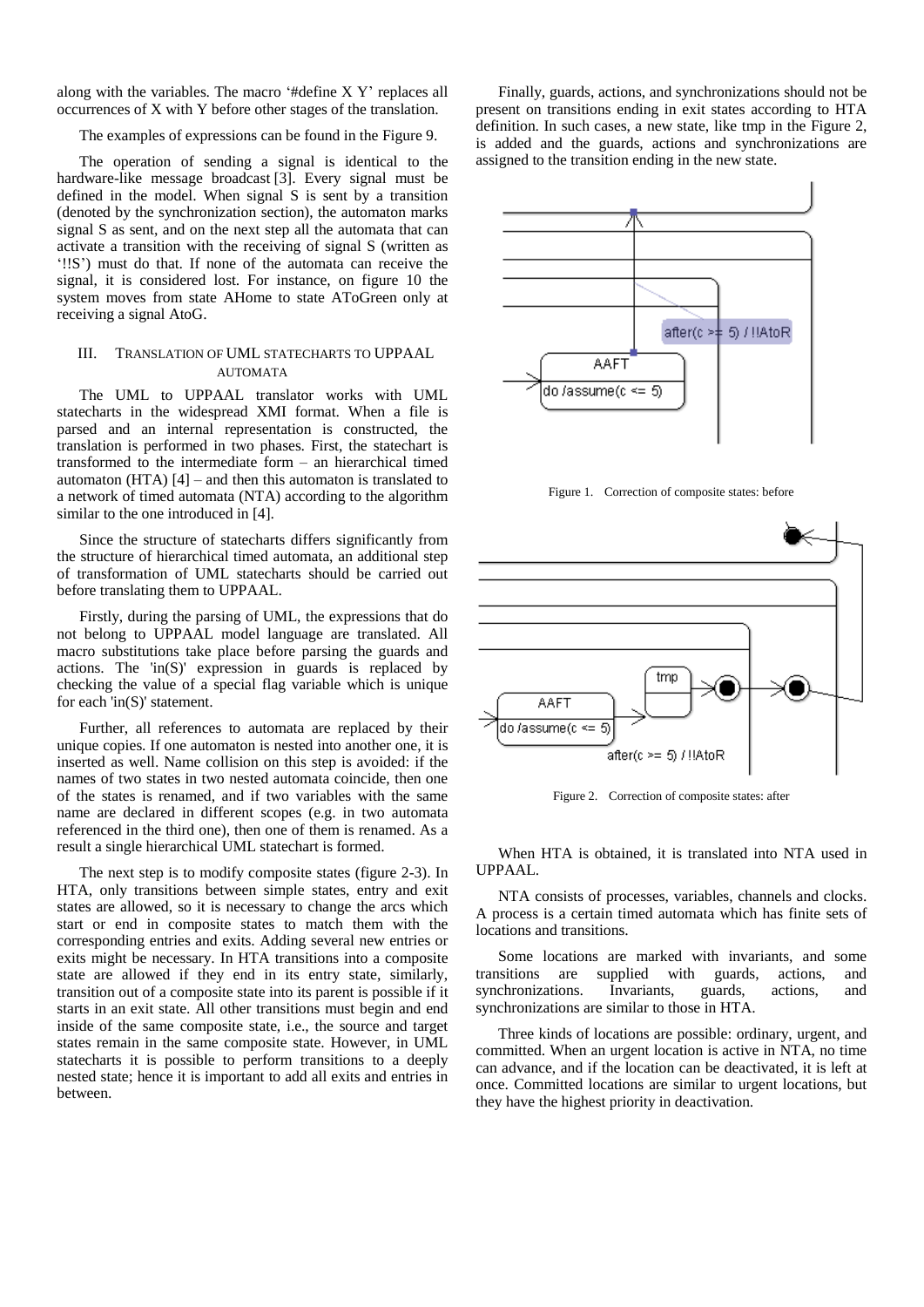along with the variables. The macro '#define X Y' replaces all occurrences of X with Y before other stages of the translation.

The examples of expressions can be found in the Figure 9.

The operation of sending a signal is identical to the hardware-like message broadcast [3]. Every signal must be defined in the model. When signal S is sent by a transition (denoted by the synchronization section), the automaton marks signal S as sent, and on the next step all the automata that can activate a transition with the receiving of signal S (written as '!!S') must do that. If none of the automata can receive the signal, it is considered lost. For instance, on figure 10 the system moves from state AHome to state AToGreen only at receiving a signal AtoG.

## III. Translation of UML Statecharts to UPPAAL Automata

The UML to UPPAAL translator works with UML statecharts in the widespread XMI format. When a file is parsed and an internal representation is constructed, the translation is performed in two phases. First, the statechart is transformed to the intermediate form – an hierarchical timed automaton (HTA) [4] – and then this automaton is translated to a network of timed automata (NTA) according to the algorithm similar to the one introduced in [4].

Since the structure of statecharts differs significantly from the structure of hierarchical timed automata, an additional step of transformation of UML statecharts should be carried out before translating them to UPPAAL.

Firstly, during the parsing of UML, the expressions that do not belong to UPPAAL model language are translated. All macro substitutions take place before parsing the guards and actions. The 'in(S)' expression in guards is replaced by checking the value of a special flag variable which is unique for each 'in(S)' statement.

Further, all references to automata are replaced by their unique copies. If one automaton is nested into another one, it is inserted as well. Name collision on this step is avoided: if the names of two states in two nested automata coincide, then one of the states is renamed, and if two variables with the same name are declared in different scopes (e.g. in two automata referenced in the third one), then one of them is renamed. As a result a single hierarchical UML statechart is formed.

The next step is to modify composite states (figure 2-3). In HTA, only transitions between simple states, entry and exit states are allowed, so it is necessary to change the arcs which start or end in composite states to match them with the corresponding entries and exits. Adding several new entries or exits might be necessary. In HTA transitions into a composite state are allowed if they end in its entry state, similarly, transition out of a composite state into its parent is possible if it starts in an exit state. All other transitions must begin and end inside of the same composite state, i.e., the source and target states remain in the same composite state. However, in UML statecharts it is possible to perform transitions to a deeply nested state; hence it is important to add all exits and entries in between.

Finally, guards, actions, and synchronizations should not be present on transitions ending in exit states according to HTA definition. In such cases, a new state, like tmp in the Figure 2, is added and the guards, actions and synchronizations are assigned to the transition ending in the new state.

Figure 1. Correction of composite states: before

Figure 2. Correction of composite states: after

When HTA is obtained, it is translated into NTA used in UPPAAL.

NTA consists of processes, variables, channels and clocks. A process is a certain timed automata which has finite sets of locations and transitions.

Some locations are marked with invariants, and some transitions are supplied with guards, actions, and synchronizations. Invariants, guards, actions, and synchronizations are similar to those in HTA.

Three kinds of locations are possible: ordinary, urgent, and committed. When an urgent location is active in NTA, no time can advance, and if the location can be deactivated, it is left at once. Committed locations are similar to urgent locations, but they have the highest priority in deactivation.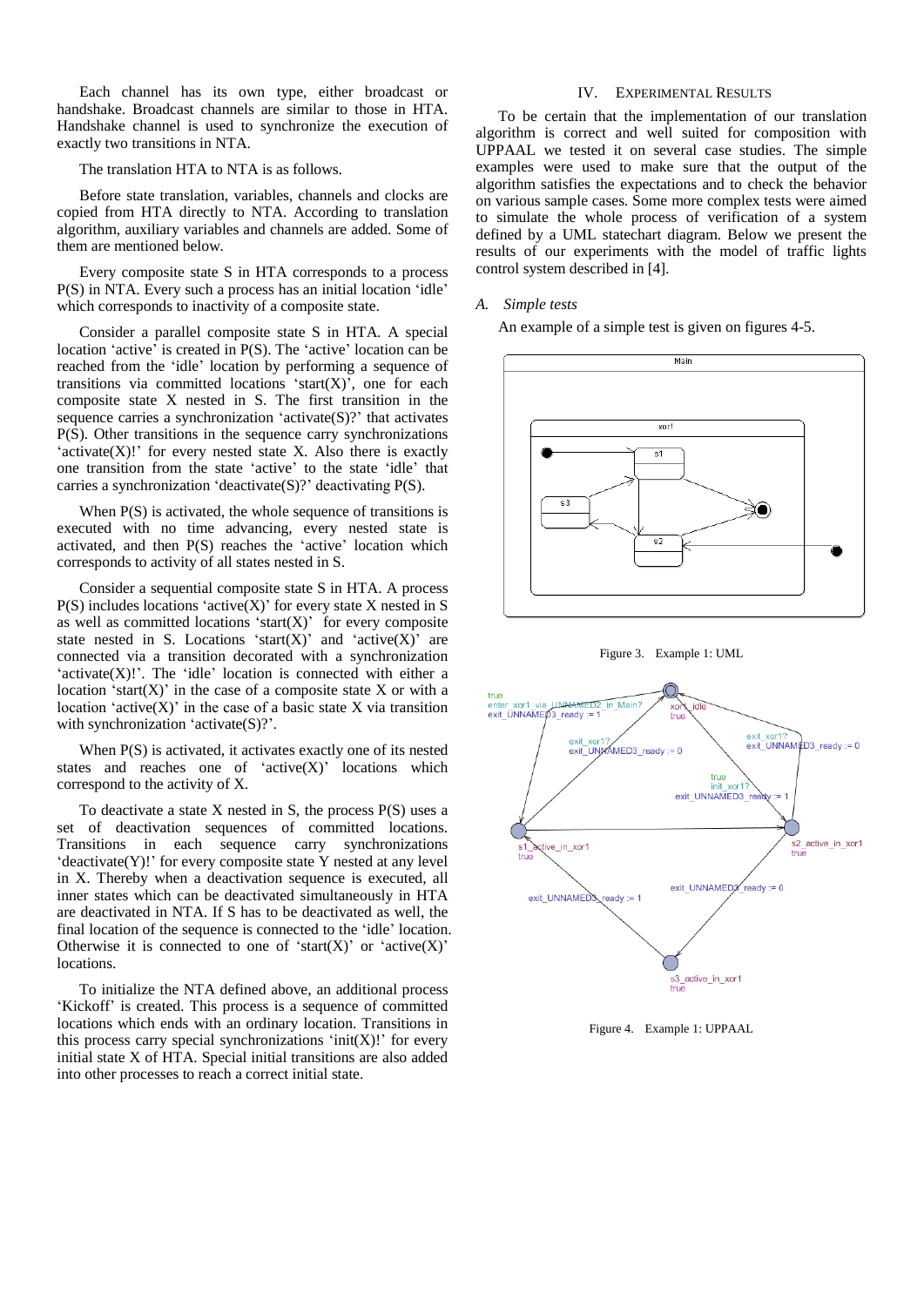Each channel has its own type, either broadcast or handshake. Broadcast channels are similar to those in HTA. Handshake channel is used to synchronize the execution of exactly two transitions in NTA.

The translation HTA to NTA is as follows.

Before state translation, variables, channels and clocks are copied from HTA directly to NTA. According to translation algorithm, auxiliary variables and channels are added. Some of them are mentioned below.

Every composite state S in HTA corresponds to a process P(S) in NTA. Every such a process has an initial location 'idle' which corresponds to inactivity of a composite state.

Consider a parallel composite state S in HTA. A special location 'active' is created in P(S). The 'active' location can be reached from the 'idle' location by performing a sequence of transitions via committed locations 'start(X)', one for each composite state X nested in S. The first transition in the sequence carries a synchronization 'activate(S)?' that activates P(S). Other transitions in the sequence carry synchronizations 'activate(X)!' for every nested state X. Also there is exactly one transition from the state 'active' to the state 'idle' that carries a synchronization 'deactivate(S)?' deactivating P(S).

When P(S) is activated, the whole sequence of transitions is executed with no time advancing, every nested state is activated, and then P(S) reaches the 'active' location which corresponds to activity of all states nested in S.

Consider a sequential composite state S in HTA. A process P(S) includes locations 'active(X)' for every state X nested in S as well as committed locations 'start(X)' for every composite state nested in S. Locations 'start(X)' and 'active(X)' are connected via a transition decorated with a synchronization 'activate(X)!'. The 'idle' location is connected with either a location 'start(X)' in the case of a composite state X or with a location 'active(X)' in the case of a basic state X via transition with synchronization 'activate(S)?'.

When P(S) is activated, it activates exactly one of its nested states and reaches one of 'active(X)' locations which correspond to the activity of X.

To deactivate a state X nested in S, the process P(S) uses a set of deactivation sequences of committed locations. Transitions in each sequence carry synchronizations 'deactivate(Y)!' for every composite state Y nested at any level in X. Thereby when a deactivation sequence is executed, all inner states which can be deactivated simultaneously in HTA are deactivated in NTA. If S has to be deactivated as well, the final location of the sequence is connected to the 'idle' location. Otherwise it is connected to one of 'start(X)' or 'active(X)' locations.

To initialize the NTA defined above, an additional process 'Kickoff' is created. This process is a sequence of committed locations which ends with an ordinary location. Transitions in this process carry special synchronizations 'init(X)!' for every initial state X of HTA. Special initial transitions are also added into other processes to reach a correct initial state.

## IV. Experimental Results

To be certain that the implementation of our translation algorithm is correct and well suited for composition with UPPAAL we tested it on several case studies. The simple examples were used to make sure that the output of the algorithm satisfies the expectations and to check the behavior on various sample cases. Some more complex tests were aimed to simulate the whole process of verification of a system defined by a UML statechart diagram. Below we present the results of our experiments with the model of traffic lights control system described in [4].

### *A. Simple tests*

An example of a simple test is given on figures 4-5.

Figure 3. Example 1: UML

Figure 4. Example 1: UPPAAL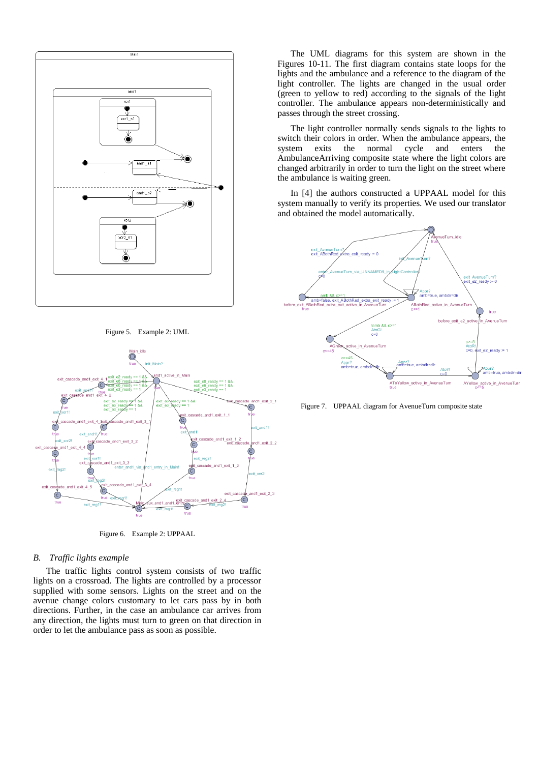Figure 5. Example 2: UML

Figure 6. Example 2: UPPAAL

## B. Traffic lights example

The traffic lights control system consists of two traffic lights on a crossroad. The lights are controlled by a processor supplied with some sensors. Lights on the street and on the avenue change colors customary to let cars pass by in both directions. Further, in the case an ambulance car arrives from any direction, the lights must turn to green on that direction in order to let the ambulance pass as soon as possible.

The UML diagrams for this system are shown in the Figures 10-11. The first diagram contains state loops for the lights and the ambulance and a reference to the diagram of the light controller. The lights are changed in the usual order (green to yellow to red) according to the signals of the light controller. The ambulance appears non-deterministically and passes through the street crossing.

The light controller normally sends signals to the lights to switch their colors in order. When the ambulance appears, the system exits the normal cycle and enters the AmbulanceArriving composite state where the light colors are changed arbitrarily in order to turn the light on the street where the ambulance is waiting green.

In [4] the authors constructed a UPPAAL model for this system manually to verify its properties. We used our translator and obtained the model automatically.

Figure 7. UPPAAL diagram for AvenueTurn composite state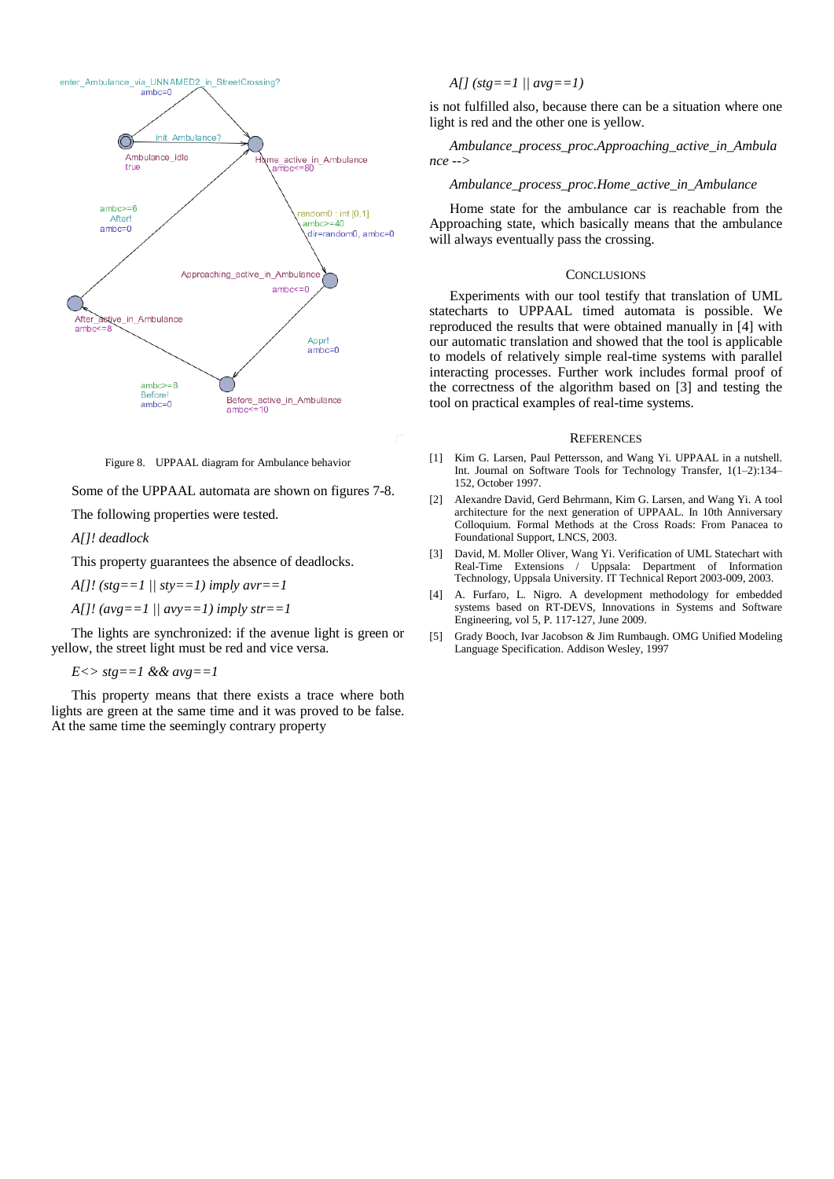Figure 8. UPPAAL diagram for Ambulance behavior

Some of the UPPAAL automata are shown on figures 7-8.

The following properties were tested.

*A[]! deadlock*

This property guarantees the absence of deadlocks.

*A[]! (stg==1 || sty==1) imply avr==1*

*A[]! (avg==1 || avy==1) imply str==1*

The lights are synchronized: if the avenue light is green or yellow, the street light must be red and vice versa.

*E<> stg==1 && avg==1*

This property means that there exists a trace where both lights are green at the same time and it was proved to be false. At the same time the seemingly contrary property

*A[] (stg==1 || avg==1)*

is not fulfilled also, because there can be a situation where one light is red and the other one is yellow.

*Ambulance_process_proc.Approaching_active_in_Ambulance -->*

*Ambulance_process_proc.Home_active_in_Ambulance*

Home state for the ambulance car is reachable from the Approaching state, which basically means that the ambulance will always eventually pass the crossing.

## Conclusions

Experiments with our tool testify that translation of UML statecharts to UPPAAL timed automata is possible. We reproduced the results that were obtained manually in [4] with our automatic translation and showed that the tool is applicable to models of relatively simple real-time systems with parallel interacting processes. Further work includes formal proof of the correctness of the algorithm based on [3] and testing the tool on practical examples of real-time systems.

## References

[1] Kim G. Larsen, Paul Pettersson, and Wang Yi. UPPAAL in a nutshell. Int. Journal on Software Tools for Technology Transfer, 1(1–2):134–152, October 1997.

[2] Alexandre David, Gerd Behrmann, Kim G. Larsen, and Wang Yi. A tool architecture for the next generation of UPPAAL. In 10th Anniversary Colloquium. Formal Methods at the Cross Roads: From Panacea to Foundational Support, LNCS, 2003.

[3] David, M. Moller Oliver, Wang Yi. Verification of UML Statechart with Real-Time Extensions / Uppsala: Department of Information Technology, Uppsala University. IT Technical Report 2003-009, 2003.

[4] A. Furfaro, L. Nigro. A development methodology for embedded systems based on RT-DEVS, Innovations in Systems and Software Engineering, vol 5, P. 117-127, June 2009.

[5] Grady Booch, Ivar Jacobson & Jim Rumbaugh. OMG Unified Modeling Language Specification. Addison Wesley, 1997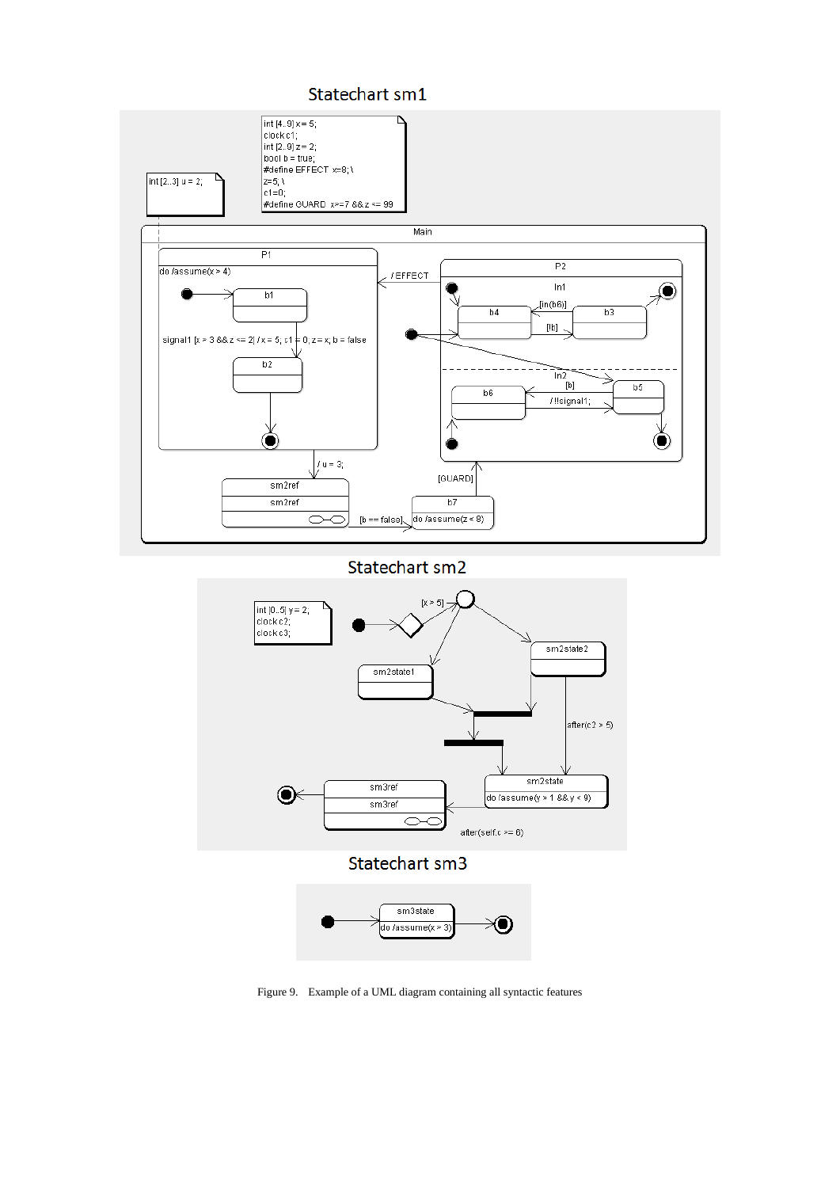Figure 9. Example of a UML diagram containing all syntactic features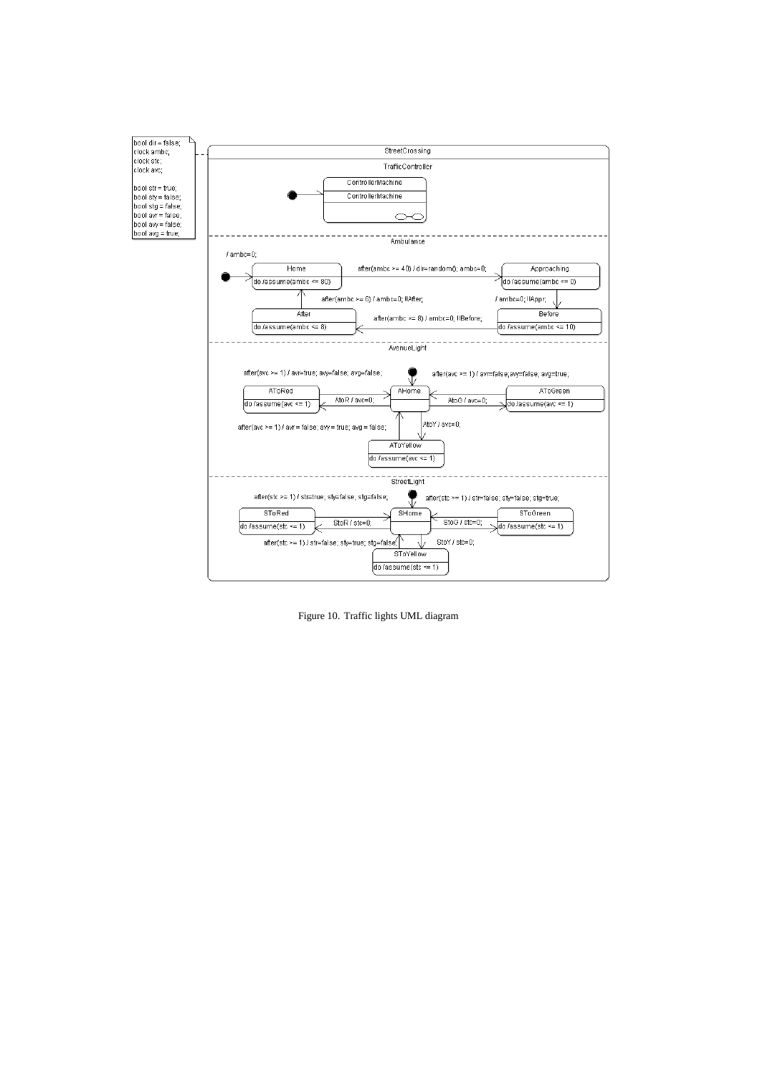Figure 10. Traffic lights UML diagram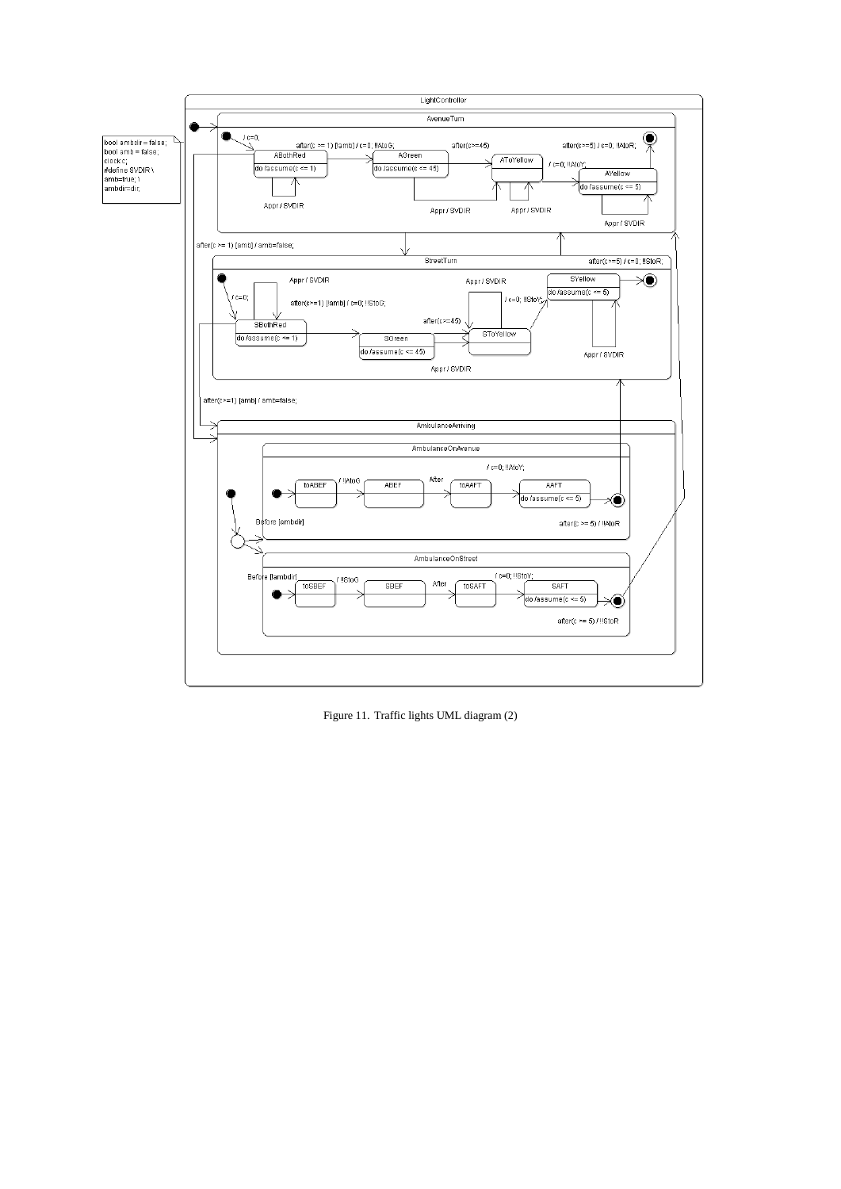Figure 11. Traffic lights UML diagram (2)